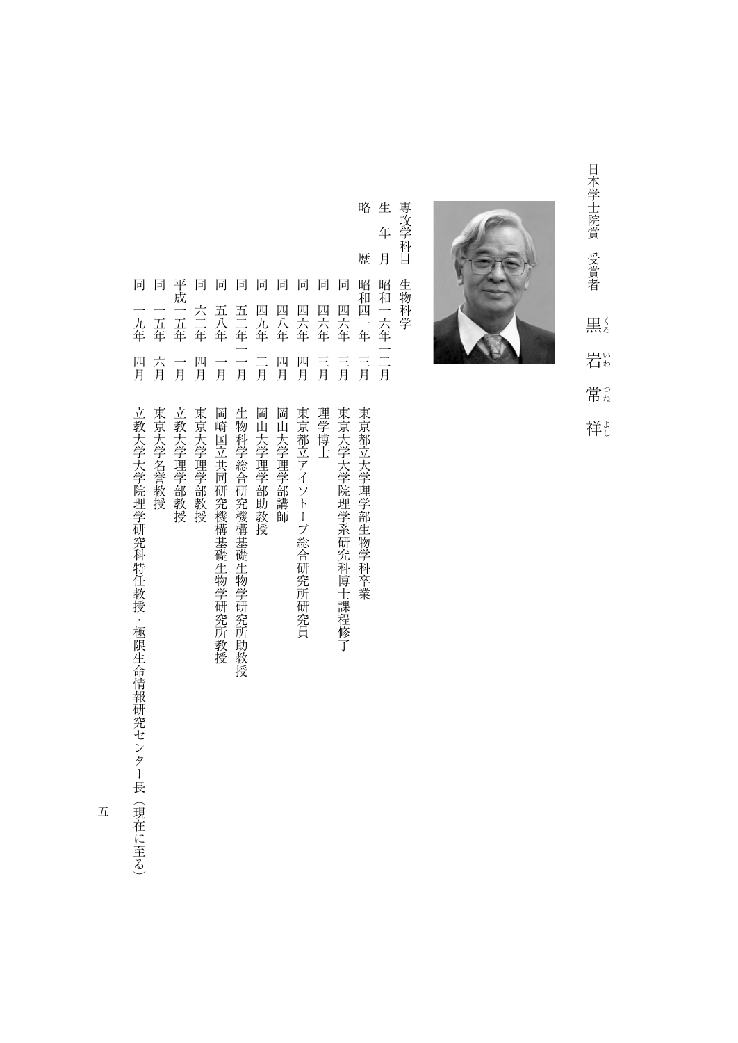日本学士院賞　受賞者

# 黒岩常祥（くろいわつねよし）

専攻学科目　生物科学

生年月　昭和一六年一二月

略歴

| | | |
|---|---|---|
| 昭和四一年 | 三月 | 東京都立大学理学部生物学科卒業 |
| 同　四六年 | 三月 | 東京大学大学院理学系研究科博士課程修了 |
| 同　四六年 | 三月 | 理学博士 |
| 同　四六年 | 四月 | 東京都立アイソトープ総合研究所研究員 |
| 同　四八年 | 四月 | 岡山大学理学部講師 |
| 同　四九年 | 二月 | 岡山大学理学部助教授 |
| 同　五二年 | 一一月 | 生物科学総合研究機構基礎生物学研究所助教授 |
| 同　五八年 | 一月 | 岡崎国立共同研究機構基礎生物学研究所教授 |
| 同　六二年 | 四月 | 東京大学理学部教授 |
| 平成一五年 | 一月 | 立教大学理学部教授 |
| 同　一五年 | 六月 | 東京大学名誉教授 |
| 同　一九年 | 四月 | 立教大学大学院理学研究科特任教授・極限生命情報研究センター長（現在に至る） |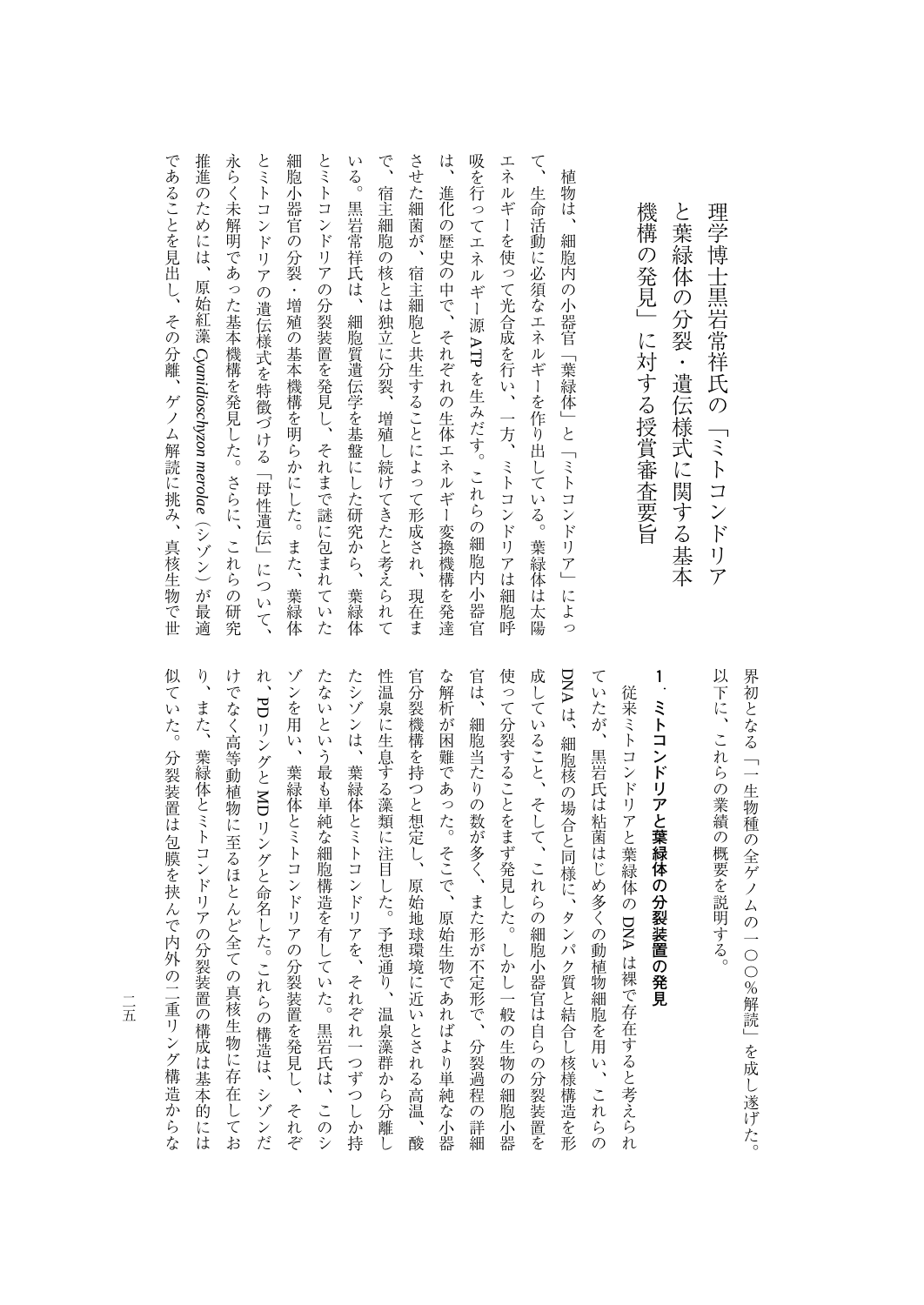# 理学博士黒岩常祥氏の「ミトコンドリアと葉緑体の分裂・遺伝様式に関する基本機構の発見」に対する授賞審査要旨

植物は、細胞内の小器官「葉緑体」と「ミトコンドリア」によって、生命活動に必須なエネルギーを作り出している。葉緑体は太陽エネルギーを使って光合成を行い、一方、ミトコンドリアは細胞呼吸を行ってエネルギー源ATPを生みだす。これらの細胞内小器官は、進化の歴史の中で、それぞれの生体エネルギー変換機構を発達させた細菌が、宿主細胞と共生することによって形成され、現在まで、宿主細胞の核とは独立に分裂、増殖し続けてきたと考えられている。黒岩常祥氏は、細胞質遺伝学を基盤にした研究から、葉緑体とミトコンドリアの分裂装置を発見し、それまで謎に包まれていた細胞小器官の分裂・増殖の基本機構を明らかにした。また、葉緑体とミトコンドリアの遺伝様式を特徴づける「母性遺伝」について、永らく未解明であった基本機構を発見した。さらに、これらの研究推進のためには、原始紅藻 *Cyanidioschyzon merolae*（シゾン）が最適であることを見出し、その分離、ゲノム解読に挑み、真核生物で世界初となる「一生物種の全ゲノムの一〇〇％解読」を成し遂げた。以下に、これらの業績の概要を説明する。

## 1．ミトコンドリアと葉緑体の分裂装置の発見

従来ミトコンドリアと葉緑体のDNAは裸で存在すると考えられていたが、黒岩氏は粘菌はじめ多くの動植物細胞を用い、これらのDNAは、細胞核の場合と同様に、タンパク質と結合し核様構造を形成していること、そして、これらの細胞小器官は自らの分裂装置を使って分裂することをまず発見した。しかし一般の生物の細胞小器官は、細胞当たりの数が多く、また形が不定形で、分裂過程の詳細な解析が困難であった。そこで、原始生物であればより単純な小器官分裂機構を持つと想定し、原始地球環境に近いとされる高温、酸性温泉に生息する藻類に注目した。予想通り、温泉藻群から分離したシゾンは、葉緑体とミトコンドリアを、それぞれ一つずつしか持たないという最も単純な細胞構造を有していた。黒岩氏は、このシゾンを用い、葉緑体とミトコンドリアの分裂装置を発見し、それぞれ、PDリングとMDリングと命名した。これらの構造は、シゾンだけでなく高等動植物に至るほとんど全ての真核生物に存在しており、また、葉緑体とミトコンドリアの分裂装置の構成は基本的には似ていた。分裂装置は包膜を挟んで内外の二重リング構造からな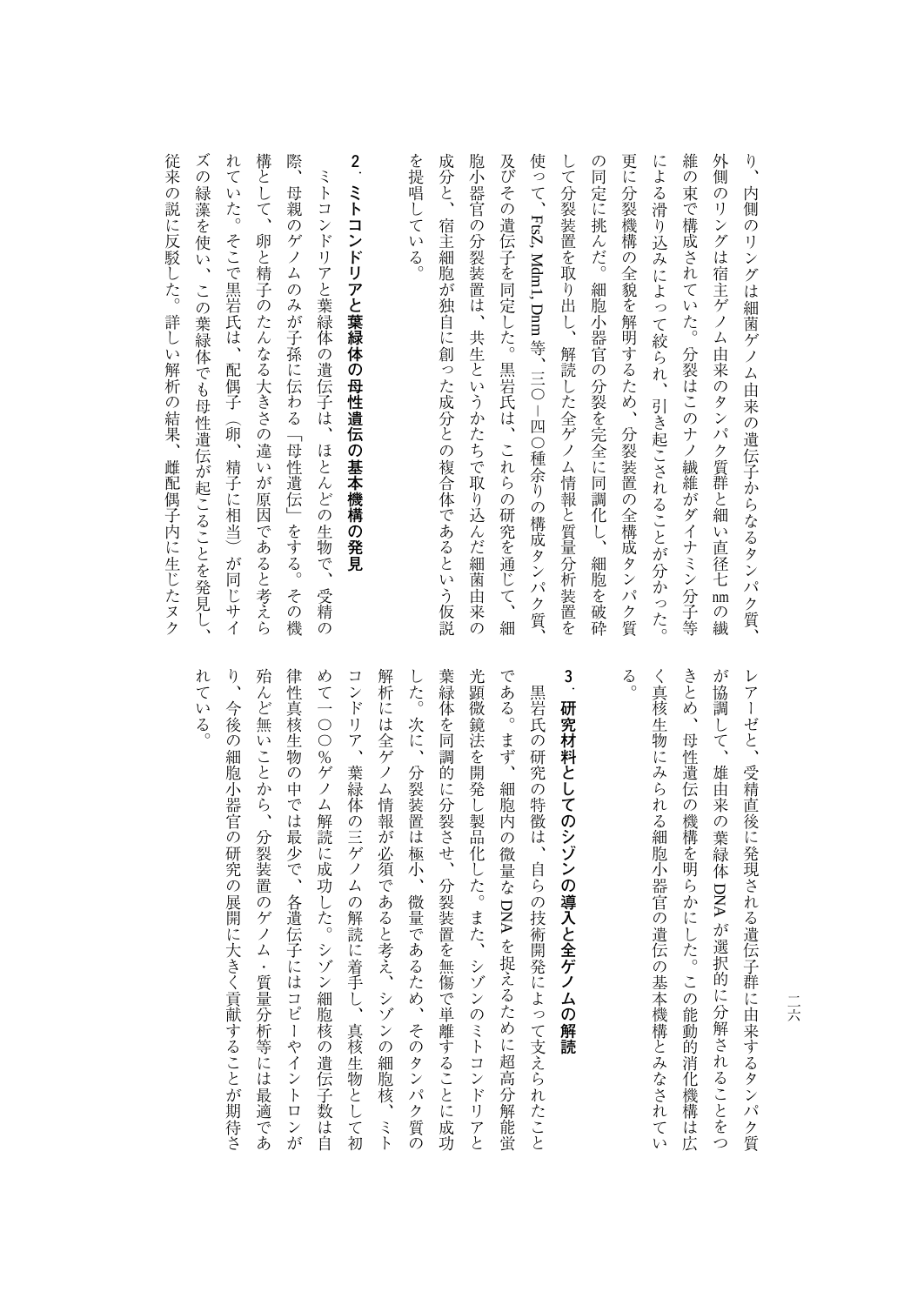り、内側のリングは細菌ゲノム由来の遺伝子からなるタンパク質、外側のリングは宿主ゲノム由来のタンパク質群と細い直径七nmの繊維の束で構成されていた。分裂はこのナノ繊維がダイナミン分子等による滑り込みによって絞られ、引き起こされることが分かった。更に分裂機構の全貌を解明するため、分裂装置の全構成タンパク質の同定に挑んだ。細胞小器官の分裂を完全に同調化し、細胞を破砕して分裂装置を取り出し、解読した全ゲノム情報と質量分析装置を使って、FtsZ, Mdm1, Dnm 等、三〇－四〇種余りの構成タンパク質、及びその遺伝子を同定した。黒岩氏は、これらの研究を通じて、細胞小器官の分裂装置は、共生というかたちで取り込んだ細菌由来の成分と、宿主細胞が独自に創った成分との複合体であるという仮説を提唱している。

## 2．ミトコンドリアと葉緑体の母性遺伝の基本機構の発見

ミトコンドリアと葉緑体の遺伝子は、ほとんどの生物で、受精の際、母親のゲノムのみが子孫に伝わる「母性遺伝」をする。その機構として、卵と精子のたんなる大きさの違いが原因であると考えられていた。そこで黒岩氏は、配偶子（卵、精子に相当）が同じサイズの緑藻を使い、この葉緑体でも母性遺伝が起こることを発見し、従来の説に反駁した。詳しい解析の結果、雌配偶子内に生じたヌクレアーゼと、受精直後に発現される遺伝子群に由来するタンパク質が協調して、雄由来の葉緑体DNAが選択的に分解されることをつきとめ、母性遺伝の機構を明らかにした。この能動的消化機構は広く真核生物にみられる細胞小器官の遺伝の基本機構とみなされている。

## 3．研究材料としてのシゾンの導入と全ゲノムの解読

黒岩氏の研究の特徴は、自らの技術開発によって支えられたことである。まず、細胞内の微量なDNAを捉えるために超高分解能蛍光顕微鏡法を開発し製品化した。また、シゾンのミトコンドリアと葉緑体を同調的に分裂させ、分裂装置を無傷で単離することに成功した。次に、分裂装置は極小、微量であるため、そのタンパク質の解析には全ゲノム情報が必須であると考え、シゾンの細胞核、ミトコンドリア、葉緑体の三ゲノムの解読に着手し、真核生物として初めて一〇〇%ゲノム解読に成功した。シゾン細胞核の遺伝子数は自律性真核生物の中では最少で、各遺伝子にはコピーやイントロンが殆んど無いことから、分裂装置のゲノム・質量分析等には最適であり、今後の細胞小器官の研究の展開に大きく貢献することが期待されている。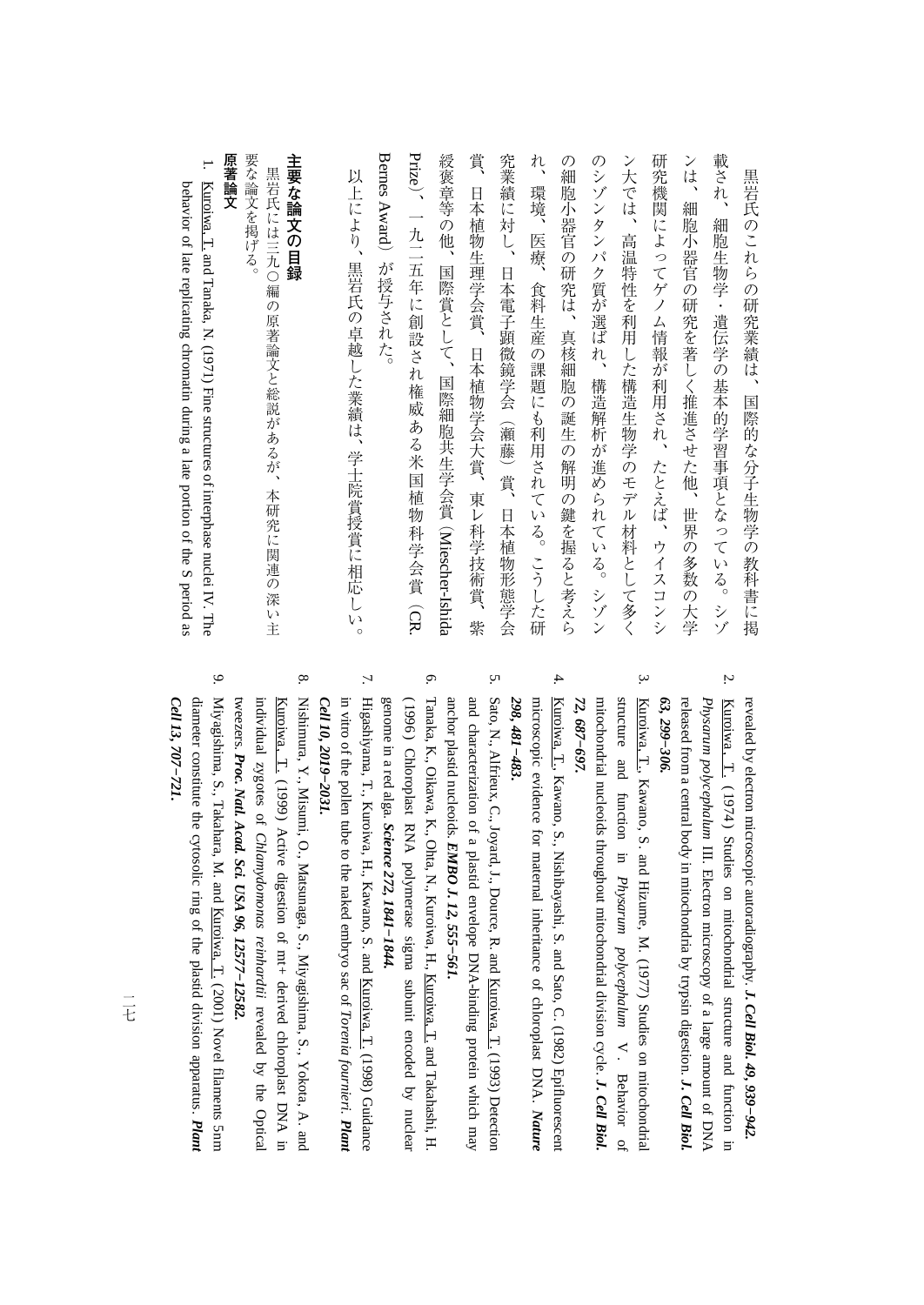黒岩氏のこれらの研究業績は、国際的な分子生物学の教科書に掲載され、細胞生物学・遺伝学の基本的学習事項となっている。シゾンは、細胞小器官の研究を著しく推進させた他、世界の多数の大学研究機関によってゲノム情報が利用され、たとえば、ウイスコンシン大では、高温特性を利用した構造生物学のモデル材料として多くのシゾンタンパク質が選ばれ、構造解析が進められている。シゾンの細胞小器官の研究は、真核細胞の誕生の解明の鍵を握ると考えられ、環境、医療、食料生産の課題にも利用されている。こうした研究業績に対し、日本電子顕微鏡学会（瀬藤）賞、日本植物形態学会賞、日本植物生理学会賞、日本植物学会大賞、東レ科学技術賞、紫綬褒章等の他、国際賞として、国際細胞共生学会賞（Miescher-Ishida Prize）、一九二五年に創設され権威ある米国植物科学会賞（CR. Bernes Award）が授与された。

以上により、黒岩氏の卓越した業績は、学士院賞授賞に相応しい。

## 主要な論文の目録

黒岩氏には三九〇編の原著論文と総説があるが、本研究に関連の深い主要な論文を掲げる。

### 原著論文

1. Kuroiwa, T. and Tanaka, N. (1971) Fine structures of interphase nuclei IV. The behavior of late replicating chromatin during a late portion of the S period as revealed by electron microscopic autoradiography. ***J. Cell Biol. 49, 939–942.***
2. Kuroiwa, T. (1974) Studies on mitochondrial structure and function in *Physarum polycephalum* III. Electron microscopy of a large amount of DNA released from a central body in mitochondria by trypsin digestion. ***J. Cell Biol. 63, 299–306.***
3. Kuroiwa, T., Kawano, S. and Hizume, M. (1977) Studies on mitochondrial structure and function in *Physarum polycephalum* V. Behavior of mitochondrial nucleoids throughout mitochondrial division cycle. ***J. Cell Biol. 72, 687–697.***
4. Kuroiwa, T., Kawano, S., Nishibayashi, S. and Sato, C. (1982) Epifluorescent microscopic evidence for maternal inheritance of chloroplast DNA. ***Nature 298, 481–483.***
5. Sato, N., Alfrieux, C., Joyard, J., Douce, R. and Kuroiwa, T. (1993) Detection and characterization of a plastid envelope DNA-binding protein which may anchor plastid nucleoids. ***EMBO J. 12, 555–561.***
6. Tanaka, K., Oikawa, K., Ohta, N., Kuroiwa, H., Kuroiwa, T. and Takahashi, H. (1996) Chloroplast RNA polymerase sigma subunit encoded by nuclear genome in a red alga. ***Science 272, 1841–1844.***
7. Higashiyama, T., Kuroiwa, H., Kawano, S. and Kuroiwa, T. (1998) Guidance in vitro of the pollen tube to the naked embryo sac of *Torenia fournieri*. ***Plant Cell 10, 2019–2031.***
8. Nishimura, Y., Misumi, O., Matsunaga, S., Miyagishima, S., Yokota, A. and Kuroiwa, T. (1999) Active digestion of mt+ derived chloroplast DNA in individual zygotes of *Chlamydomonas reinhardtii* revealed by the Optical twezers. ***Proc. Natl. Acad. Sci. USA 96, 12577–12582.***
9. Miyagishima, S., Takahara, M. and Kuroiwa, T. (2001) Novel filaments 5nm diameter constitute the cytosolic ring of the plastid division apparatus. ***Plant Cell 13, 707–721.***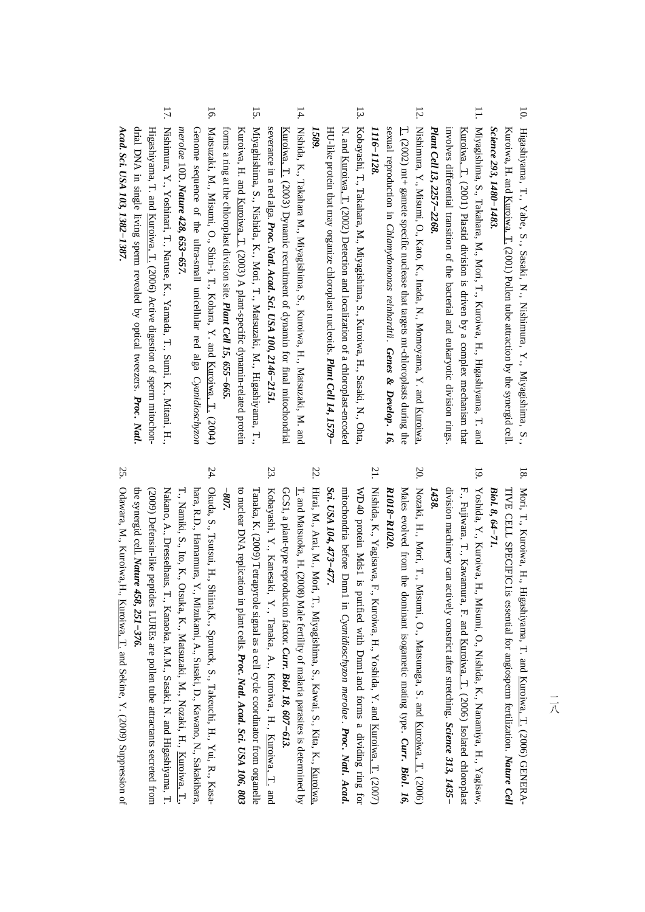10. Higashiyama, T., Yabe, S., Sasaki, N., Nishimura, Y., Miyagishima, S., Kuroiwa, H. and Kuroiwa, T. (2001) Pollen tube attraction by the synergid cell. ***Science 293, 1480–1483.***
11. Miyagishima, S., Takahara, M., Mori, T., Kuroiwa, H., Higashiyama, T. and Kuroiwa, T. (2001) Plastid division is driven by a complex mechanism that involves differential transition of the bacterial and eukaryotic division rings. ***Plant Cell 13, 2257–2268.***
12. Nishimura, Y., Misumi, O., Kato, K., Inada, N., Momoyama, Y. and Kuroiwa, T. (2002) mt+ gamete specific nuclease that targets mt-chloroplasts during the sexual reproduction in *Chlamydomonas reinhardii*. ***Genes & Develop. 16, 1116–1128.***
13. Kobayashi, T., Takahara, M., Miyagishima, S., Kuroiwa, H., Sasaki, N., Ohta, N. and Kuroiwa, T. (2002) Detection and localization of a chloroplast-encoded HU-like protein that may organize chloroplast nucleoids. ***Plant Cell 14, 1579–1589.***
14. Nishida, K., Takahara M., Miyagishima, S., Kuroiwa, H., Matsuzaki, M. and Kuroiwa, T. (2003) Dynamic recruitment of dynamin for final mitochondrial severance in a red alga. ***Proc. Natl. Acad. Sci. USA 100, 2146–2151.***
15. Miyaghishima, S., Nishida, K., Mori, T., Matsuzaki, M., Higashiyama, T., Kuroiwa, H. and Kuroiwa, T. (2003) A plant-specific dynamin-related protein forms a ring at the chloroplast division site. ***Plant Cell 15, 655–665.***
16. Matsuzaki, M., Misumi, O., Shin-i, T., Kohara, Y. and Kuroiwa, T. (2004) Genome sequence of the ultra-small unicellular red alga *Cyanidioschyzon merolae* 10D. ***Nature 428, 653–657.***
17. Nishimura, Y., Yoshinari, T., Naruse, K., Yamada, T., Sumi, K., Mitani, H., Higashiyama, T. and Kuroiwa, T. (2006) Active digestion of sperm mitochondrial DNA in single living sperm revealed by optical tweezers. ***Proc. Natl. Acad. Sci. USA 103, 1382–1387.***
18. Mori, T., Kuroiwa, H., Higashiyama, T. and Kuroiwa, T. (2006) GENERATIVE CELL SPECIFIC1is essential for angiosperm fertilization. ***Nature Cell Biol 8, 64–71.***
19. Yoshida, Y., Kuroiwa, H., Misumi, O., Nishida, K., Nanamiya, H., Yagisaw, F., Fujiwara, T., Kawamura, F. and Kuroiwa, T. (2006) Isolated chloroplast division machinery can actively constrict after stretching. ***Science 313, 1435–1438.***
20. Nozaki, H., Mori, T., Misumi, O., Matsunaga, S. and Kuroiwa, T. (2006) Males evolved from the dominant isogametic mating type. ***Curr. Biol. 16, R1018–R1020.***
21. Nishida, K., Yagisawa, F., Kuroiwa, H., Yoshida, Y. and Kuroiwa, T. (2007) WD40 protein Mds1 is purified with Dnm1and forms a dividing ring for mitochondria before Dnm1 in *Cyanidioschyzon merolae*. ***Proc. Natl. Acad. Sci. USA 104, 473–477.***
22. Hirai, M., Arai M., Mori, T., Miyagishima, S., Kawai, S., Kita, K., Kuroiwa, T. and Matsuoka, H. (2008) Male fertility of malaria parasites is determined by GCS1, a plant-type reproduction factor. ***Curr. Biol. 18, 607–613.***
23. Kobayashi, Y., Kanesaki, Y., Tanaka, A., Kuroiwa, H., Kuroiwa, T. and Tanaka, K. (2009) Tetrapyrole signal as a cell cycle coordinator from organelle to nuclear DNA replication in plant cells. ***Proc. Natl. Acad. Sci. USA 106, 803–807.***
24. Okuda, S., Tsutsui, H., Shiina,K., Sprunck, S., Takeuchi, H., Yui, R., Kasahara, R.D., Hamamura, Y., Mizukami, A., Susaki, D., Kawano, N., Sakakibara, T., Namiki, S., Ito, K., Otsuka, K., Matsuzaki, M., Nozaki, H., Kuroiwa, T., Nakano, A., Dresselhaus, T., Kanaoka, M.M., Sasaki, N. and Higashiyama, T. (2009) Defensin-like peptides LUREs are pollen tube attractants secreted from the synergid cell. ***Nature 458, 251–376.***
25. Odawara, M., Kuroiwa,H., Kuroiwa, T. and Sekine, Y. (2009) Suppression of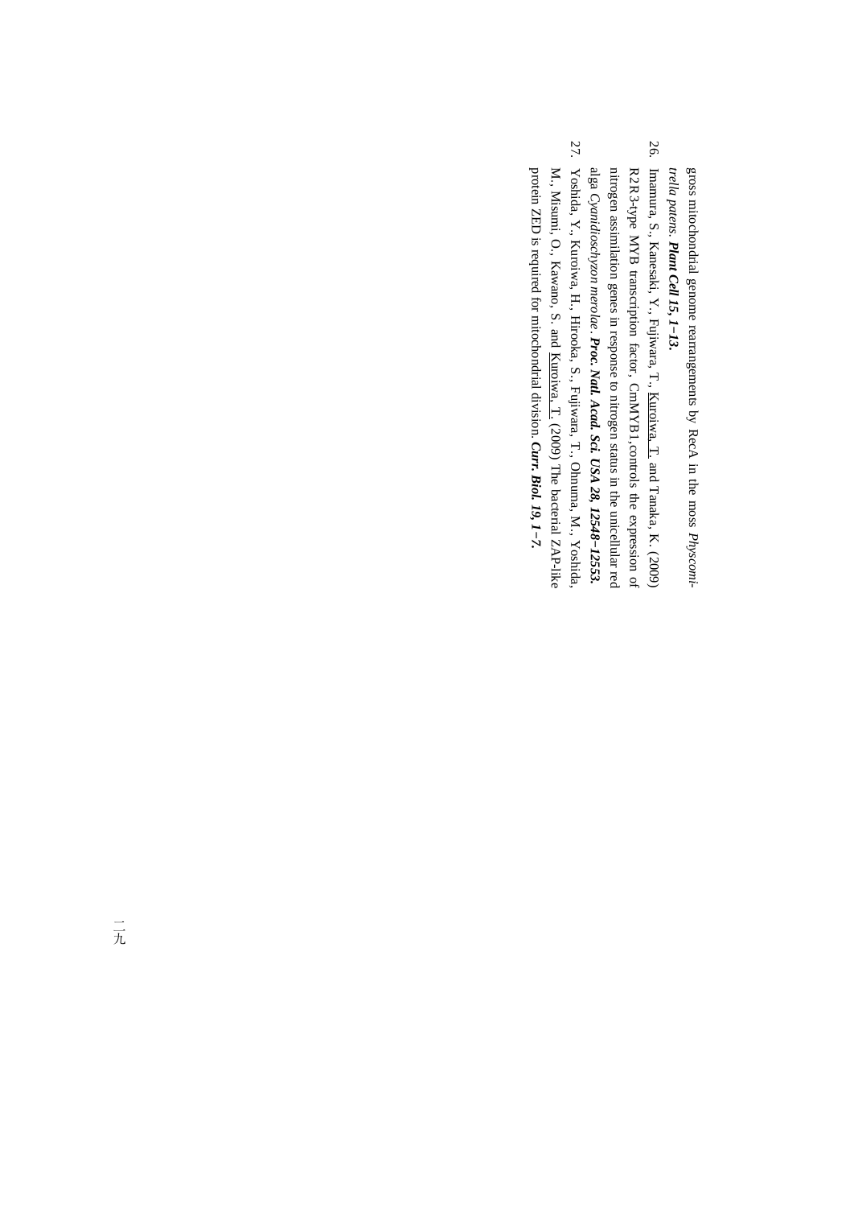gross mitochondrial genome rearrangements by RecA in the moss *Physcomitrella patens*. ***Plant Cell 15, 1–13.***

26. Imamura, S., Kanesaki, Y., Fujiwara, T., Kuroiwa, T. and Tanaka, K. (2009) R2R3-type MYB transcription factor, CmMYB1,controls the expression of nitrogen assimilation genes in response to nitrogen status in the unicellular red alga *Cyanidioschyzon merolae*. ***Proc. Natl. Acad. Sci. USA 28, 12548–12553.***

27. Yoshida, Y., Kuroiwa, H., Hirooka, S., Fujiwara, T., Ohnuma, M., Yoshida, M., Misumi, O., Kawano, S. and Kuroiwa, T. (2009) The bacterial ZAP-like protein ZED is required for mitochondrial division. ***Curr. Biol. 19, 1–7.***